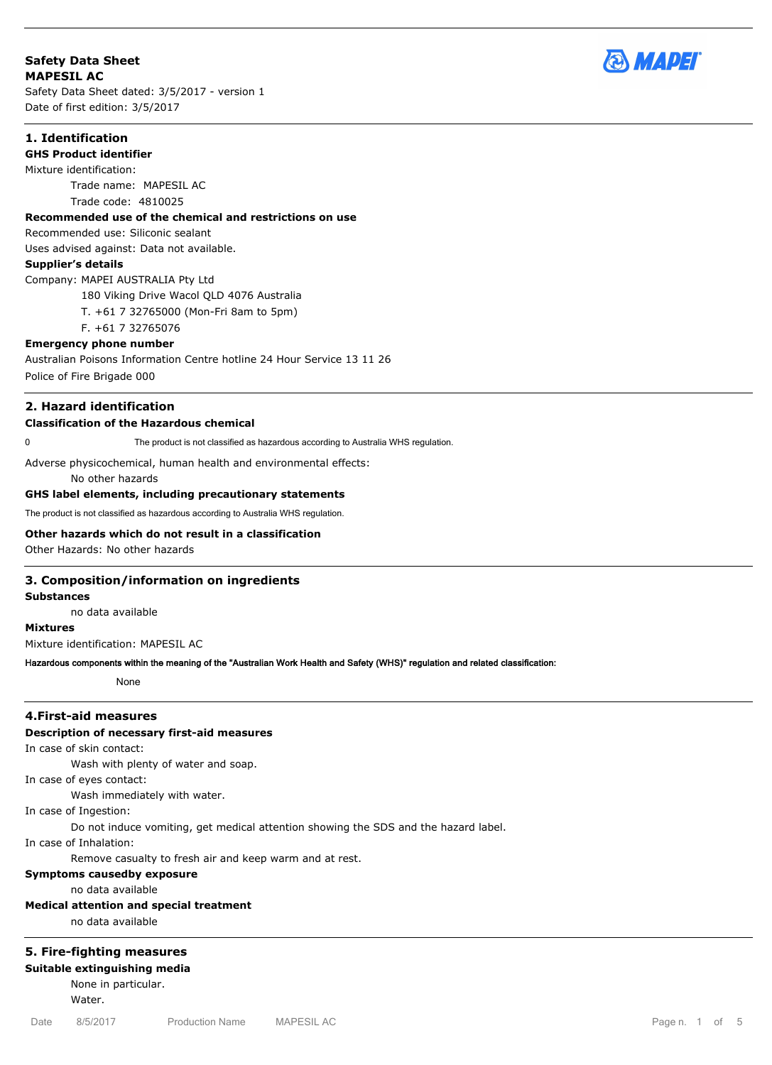**Safety Data Sheet**
**MAPESIL AC**
Safety Data Sheet dated: 3/5/2017 - version 1
Date of first edition: 3/5/2017

## 1. Identification

**GHS Product identifier**

Mixture identification:

Trade name: MAPESIL AC

Trade code: 4810025

**Recommended use of the chemical and restrictions on use**

Recommended use: Siliconic sealant

Uses advised against: Data not available.

**Supplier's details**

Company: MAPEI AUSTRALIA Pty Ltd

180 Viking Drive Wacol QLD 4076 Australia

T. +61 7 32765000 (Mon-Fri 8am to 5pm)

F. +61 7 32765076

**Emergency phone number**

Australian Poisons Information Centre hotline 24 Hour Service 13 11 26

Police of Fire Brigade 000

## 2. Hazard identification

**Classification of the Hazardous chemical**

0 The product is not classified as hazardous according to Australia WHS regulation.

Adverse physicochemical, human health and environmental effects:

No other hazards

**GHS label elements, including precautionary statements**

The product is not classified as hazardous according to Australia WHS regulation.

**Other hazards which do not result in a classification**

Other Hazards: No other hazards

## 3. Composition/information on ingredients

**Substances**

no data available

**Mixtures**

Mixture identification: MAPESIL AC

**Hazardous components within the meaning of the "Australian Work Health and Safety (WHS)" regulation and related classification:**

None

## 4.First-aid measures

**Description of necessary first-aid measures**

In case of skin contact:

Wash with plenty of water and soap.

In case of eyes contact:

Wash immediately with water.

In case of Ingestion:

Do not induce vomiting, get medical attention showing the SDS and the hazard label.

In case of Inhalation:

Remove casualty to fresh air and keep warm and at rest.

**Symptoms causedby exposure**

no data available

**Medical attention and special treatment**

no data available

## 5. Fire-fighting measures

**Suitable extinguishing media**

None in particular.

Water.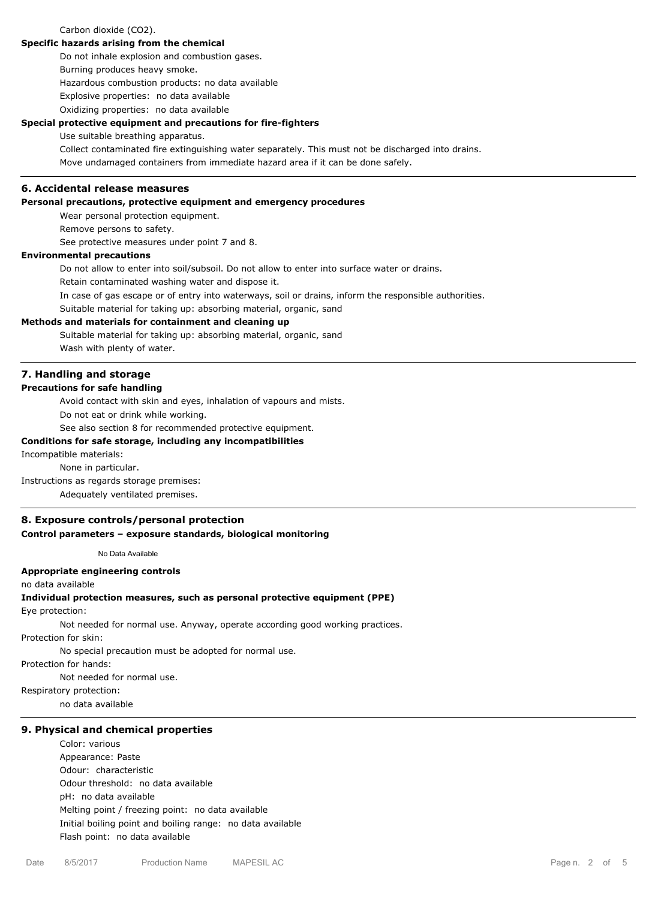Carbon dioxide ($CO_2$).

**Specific hazards arising from the chemical**

Do not inhale explosion and combustion gases.

Burning produces heavy smoke.

Hazardous combustion products: no data available

Explosive properties: no data available

Oxidizing properties: no data available

**Special protective equipment and precautions for fire-fighters**

Use suitable breathing apparatus.

Collect contaminated fire extinguishing water separately. This must not be discharged into drains.

Move undamaged containers from immediate hazard area if it can be done safely.

## 6. Accidental release measures

**Personal precautions, protective equipment and emergency procedures**

Wear personal protection equipment.

Remove persons to safety.

See protective measures under point 7 and 8.

**Environmental precautions**

Do not allow to enter into soil/subsoil. Do not allow to enter into surface water or drains.

Retain contaminated washing water and dispose it.

In case of gas escape or of entry into waterways, soil or drains, inform the responsible authorities.

Suitable material for taking up: absorbing material, organic, sand

**Methods and materials for containment and cleaning up**

Suitable material for taking up: absorbing material, organic, sand

Wash with plenty of water.

## 7. Handling and storage

**Precautions for safe handling**

Avoid contact with skin and eyes, inhalation of vapours and mists.

Do not eat or drink while working.

See also section 8 for recommended protective equipment.

**Conditions for safe storage, including any incompatibilities**

Incompatible materials:

None in particular.

Instructions as regards storage premises:

Adequately ventilated premises.

## 8. Exposure controls/personal protection

**Control parameters – exposure standards, biological monitoring**

No Data Available

**Appropriate engineering controls**

no data available

**Individual protection measures, such as personal protective equipment (PPE)**

Eye protection:

Not needed for normal use. Anyway, operate according good working practices.

Protection for skin:

No special precaution must be adopted for normal use.

Protection for hands:

Not needed for normal use.

Respiratory protection:

no data available

## 9. Physical and chemical properties

Color: various

Appearance: Paste

Odour: characteristic

Odour threshold: no data available

pH: no data available

Melting point / freezing point: no data available

Initial boiling point and boiling range: no data available

Flash point: no data available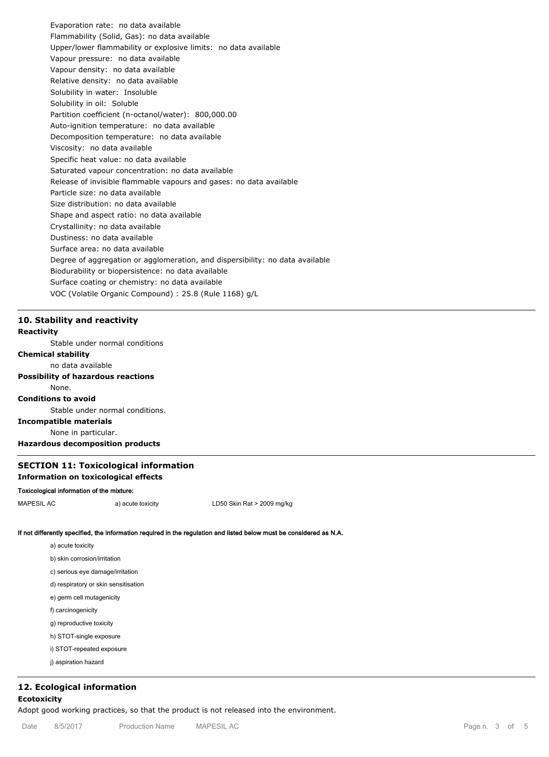Evaporation rate: no data available
Flammability (Solid, Gas): no data available
Upper/lower flammability or explosive limits: no data available
Vapour pressure: no data available
Vapour density: no data available
Relative density: no data available
Solubility in water: Insoluble
Solubility in oil: Soluble
Partition coefficient (n-octanol/water): 800,000.00
Auto-ignition temperature: no data available
Decomposition temperature: no data available
Viscosity: no data available
Specific heat value: no data available
Saturated vapour concentration: no data available
Release of invisible flammable vapours and gases: no data available
Particle size: no data available
Size distribution: no data available
Shape and aspect ratio: no data available
Crystallinity: no data available
Dustiness: no data available
Surface area: no data available
Degree of aggregation or agglomeration, and dispersibility: no data available
Biodurability or biopersistence: no data available
Surface coating or chemistry: no data available
VOC (Volatile Organic Compound) : 25.8 (Rule 1168) g/L

## 10. Stability and reactivity

**Reactivity**

Stable under normal conditions

**Chemical stability**

no data available

**Possibility of hazardous reactions**

None.

**Conditions to avoid**

Stable under normal conditions.

**Incompatible materials**

None in particular.

**Hazardous decomposition products**

## SECTION 11: Toxicological information

**Information on toxicological effects**

**Toxicological information of the mixture:**

| MAPESIL AC | a) acute toxicity | LD50 Skin Rat > 2009 mg/kg |
|---|---|---|

**If not differently specified, the information required in the regulation and listed below must be considered as N.A.**

a) acute toxicity
b) skin corrosion/irritation
c) serious eye damage/irritation
d) respiratory or skin sensitisation
e) germ cell mutagenicity
f) carcinogenicity
g) reproductive toxicity
h) STOT-single exposure
i) STOT-repeated exposure
j) aspiration hazard

## 12. Ecological information

**Ecotoxicity**

Adopt good working practices, so that the product is not released into the environment.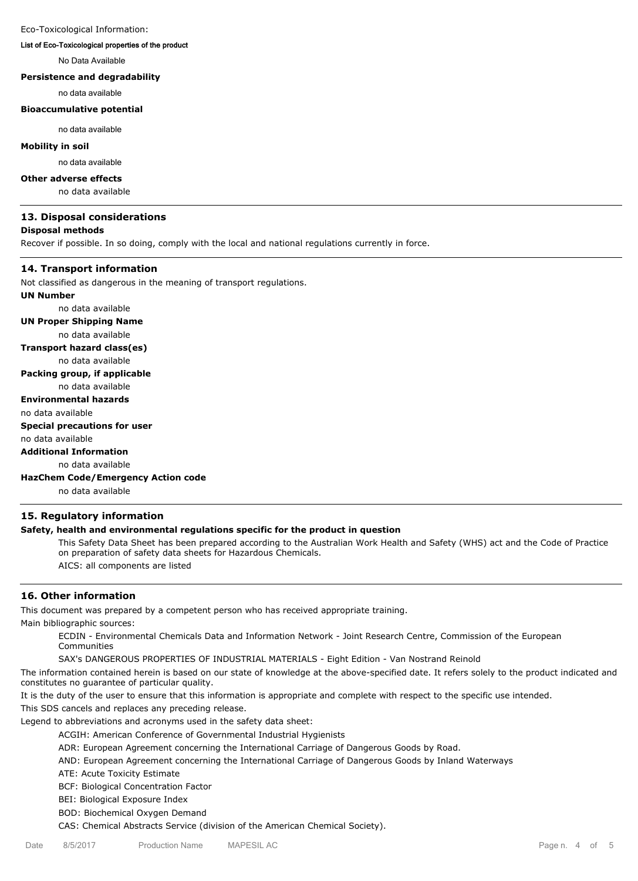Eco-Toxicological Information:

**List of Eco-Toxicological properties of the product**

No Data Available

**Persistence and degradability**

no data available

**Bioaccumulative potential**

no data available

**Mobility in soil**

no data available

**Other adverse effects**

no data available

## 13. Disposal considerations

**Disposal methods**

Recover if possible. In so doing, comply with the local and national regulations currently in force.

## 14. Transport information

Not classified as dangerous in the meaning of transport regulations.

**UN Number**

no data available

**UN Proper Shipping Name**

no data available

**Transport hazard class(es)**

no data available

**Packing group, if applicable**

no data available

**Environmental hazards**

no data available

**Special precautions for user**

no data available

**Additional Information**

no data available

**HazChem Code/Emergency Action code**

no data available

## 15. Regulatory information

**Safety, health and environmental regulations specific for the product in question**

This Safety Data Sheet has been prepared according to the Australian Work Health and Safety (WHS) act and the Code of Practice on preparation of safety data sheets for Hazardous Chemicals.

AICS: all components are listed

## 16. Other information

This document was prepared by a competent person who has received appropriate training.

Main bibliographic sources:

ECDIN - Environmental Chemicals Data and Information Network - Joint Research Centre, Commission of the European Communities

SAX's DANGEROUS PROPERTIES OF INDUSTRIAL MATERIALS - Eight Edition - Van Nostrand Reinold

The information contained herein is based on our state of knowledge at the above-specified date. It refers solely to the product indicated and constitutes no guarantee of particular quality.

It is the duty of the user to ensure that this information is appropriate and complete with respect to the specific use intended.

This SDS cancels and replaces any preceding release.

Legend to abbreviations and acronyms used in the safety data sheet:

ACGIH: American Conference of Governmental Industrial Hygienists

ADR: European Agreement concerning the International Carriage of Dangerous Goods by Road.

AND: European Agreement concerning the International Carriage of Dangerous Goods by Inland Waterways

ATE: Acute Toxicity Estimate

BCF: Biological Concentration Factor

BEI: Biological Exposure Index

BOD: Biochemical Oxygen Demand

CAS: Chemical Abstracts Service (division of the American Chemical Society).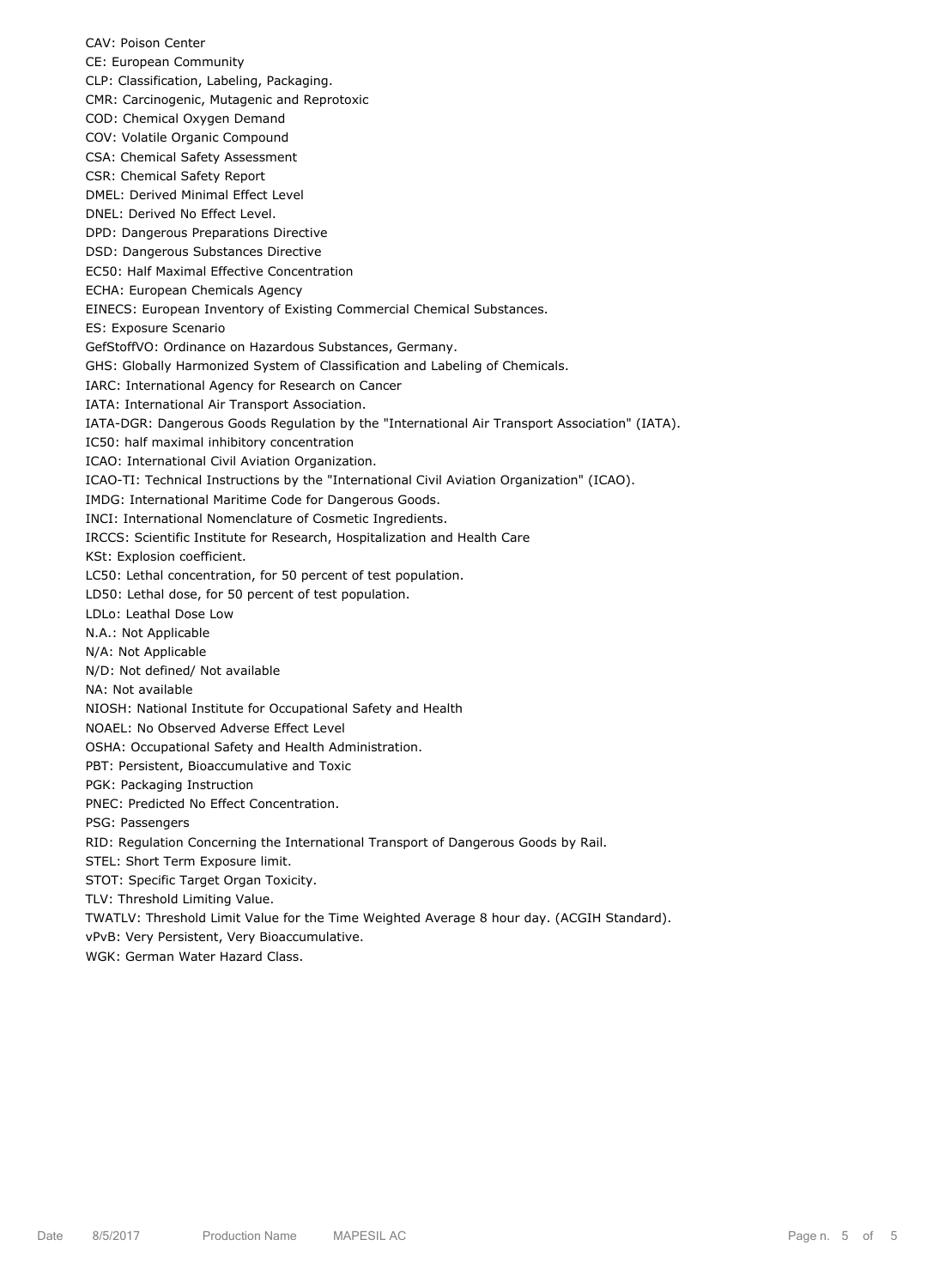CAV: Poison Center
CE: European Community
CLP: Classification, Labeling, Packaging.
CMR: Carcinogenic, Mutagenic and Reprotoxic
COD: Chemical Oxygen Demand
COV: Volatile Organic Compound
CSA: Chemical Safety Assessment
CSR: Chemical Safety Report
DMEL: Derived Minimal Effect Level
DNEL: Derived No Effect Level.
DPD: Dangerous Preparations Directive
DSD: Dangerous Substances Directive
EC50: Half Maximal Effective Concentration
ECHA: European Chemicals Agency
EINECS: European Inventory of Existing Commercial Chemical Substances.
ES: Exposure Scenario
GefStoffVO: Ordinance on Hazardous Substances, Germany.
GHS: Globally Harmonized System of Classification and Labeling of Chemicals.
IARC: International Agency for Research on Cancer
IATA: International Air Transport Association.
IATA-DGR: Dangerous Goods Regulation by the "International Air Transport Association" (IATA).
IC50: half maximal inhibitory concentration
ICAO: International Civil Aviation Organization.
ICAO-TI: Technical Instructions by the "International Civil Aviation Organization" (ICAO).
IMDG: International Maritime Code for Dangerous Goods.
INCI: International Nomenclature of Cosmetic Ingredients.
IRCCS: Scientific Institute for Research, Hospitalization and Health Care
KSt: Explosion coefficient.
LC50: Lethal concentration, for 50 percent of test population.
LD50: Lethal dose, for 50 percent of test population.
LDLo: Leathal Dose Low
N.A.: Not Applicable
N/A: Not Applicable
N/D: Not defined/ Not available
NA: Not available
NIOSH: National Institute for Occupational Safety and Health
NOAEL: No Observed Adverse Effect Level
OSHA: Occupational Safety and Health Administration.
PBT: Persistent, Bioaccumulative and Toxic
PGK: Packaging Instruction
PNEC: Predicted No Effect Concentration.
PSG: Passengers
RID: Regulation Concerning the International Transport of Dangerous Goods by Rail.
STEL: Short Term Exposure limit.
STOT: Specific Target Organ Toxicity.
TLV: Threshold Limiting Value.
TWATLV: Threshold Limit Value for the Time Weighted Average 8 hour day. (ACGIH Standard).
vPvB: Very Persistent, Very Bioaccumulative.
WGK: German Water Hazard Class.